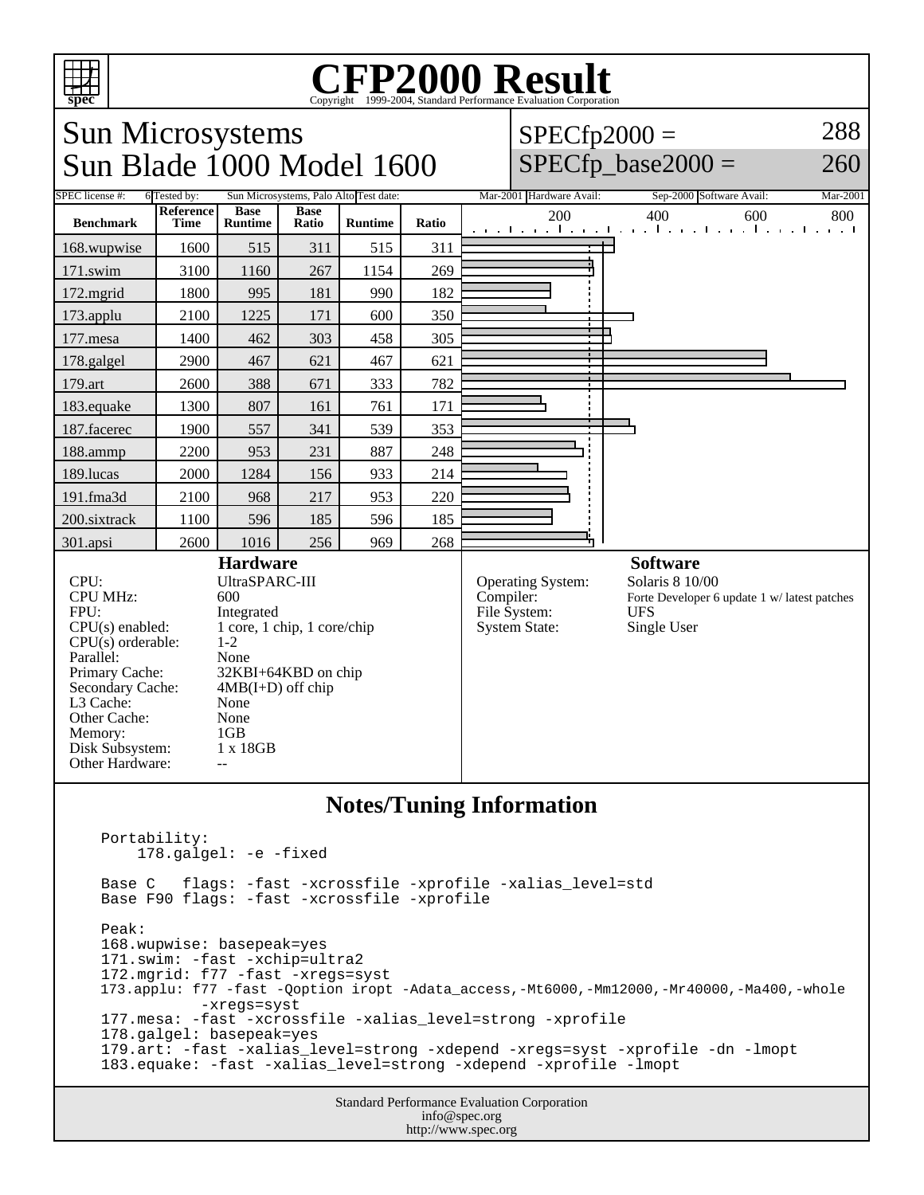# CFP2000 Result

Copyright 1999-2004, Standard Performance Evaluation Corporation

## Sun Microsystems
## Sun Blade 1000 Model 1600

SPECfp2000 = 288
SPECfp_base2000 = 260

SPEC license #: 6 | Tested by: Sun Microsystems, Palo Alto | Test date: Mar-2001 | Hardware Avail: Sep-2000 | Software Avail: Mar-2001

| Benchmark | Reference Time | Base Runtime | Base Ratio | Runtime | Ratio |
|---|---|---|---|---|---|
| 168.wupwise | 1600 | 515 | 311 | 515 | 311 |
| 171.swim | 3100 | 1160 | 267 | 1154 | 269 |
| 172.mgrid | 1800 | 995 | 181 | 990 | 182 |
| 173.applu | 2100 | 1225 | 171 | 600 | 350 |
| 177.mesa | 1400 | 462 | 303 | 458 | 305 |
| 178.galgel | 2900 | 467 | 621 | 467 | 621 |
| 179.art | 2600 | 388 | 671 | 333 | 782 |
| 183.equake | 1300 | 807 | 161 | 761 | 171 |
| 187.facerec | 1900 | 557 | 341 | 539 | 353 |
| 188.ammp | 2200 | 953 | 231 | 887 | 248 |
| 189.lucas | 2000 | 1284 | 156 | 933 | 214 |
| 191.fma3d | 2100 | 968 | 217 | 953 | 220 |
| 200.sixtrack | 1100 | 596 | 185 | 596 | 185 |
| 301.apsi | 2600 | 1016 | 256 | 969 | 268 |

### Hardware

| | |
|---|---|
| CPU: | UltraSPARC-III |
| CPU MHz: | 600 |
| FPU: | Integrated |
| CPU(s) enabled: | 1 core, 1 chip, 1 core/chip |
| CPU(s) orderable: | 1-2 |
| Parallel: | None |
| Primary Cache: | 32KBI+64KBD on chip |
| Secondary Cache: | 4MB(I+D) off chip |
| L3 Cache: | None |
| Other Cache: | None |
| Memory: | 1GB |
| Disk Subsystem: | 1 x 18GB |
| Other Hardware: | -- |

### Software

| | |
|---|---|
| Operating System: | Solaris 8 10/00 |
| Compiler: | Forte Developer 6 update 1 w/ latest patches |
| File System: | UFS |
| System State: | Single User |

## Notes/Tuning Information

```
Portability:
    178.galgel: -e -fixed

Base C   flags: -fast -xcrossfile -xprofile -xalias_level=std
Base F90 flags: -fast -xcrossfile -xprofile

Peak:
168.wupwise: basepeak=yes
171.swim: -fast -xchip=ultra2
172.mgrid: f77 -fast -xregs=syst
173.applu: f77 -fast -Qoption iropt -Adata_access,-Mt6000,-Mm12000,-Mr40000,-Ma400,-whole
          -xregs=syst
177.mesa: -fast -xcrossfile -xalias_level=strong -xprofile
178.galgel: basepeak=yes
179.art: -fast -xalias_level=strong -xdepend -xregs=syst -xprofile -dn -lmopt
183.equake: -fast -xalias_level=strong -xdepend -xprofile -lmopt
```

Standard Performance Evaluation Corporation
info@spec.org
http://www.spec.org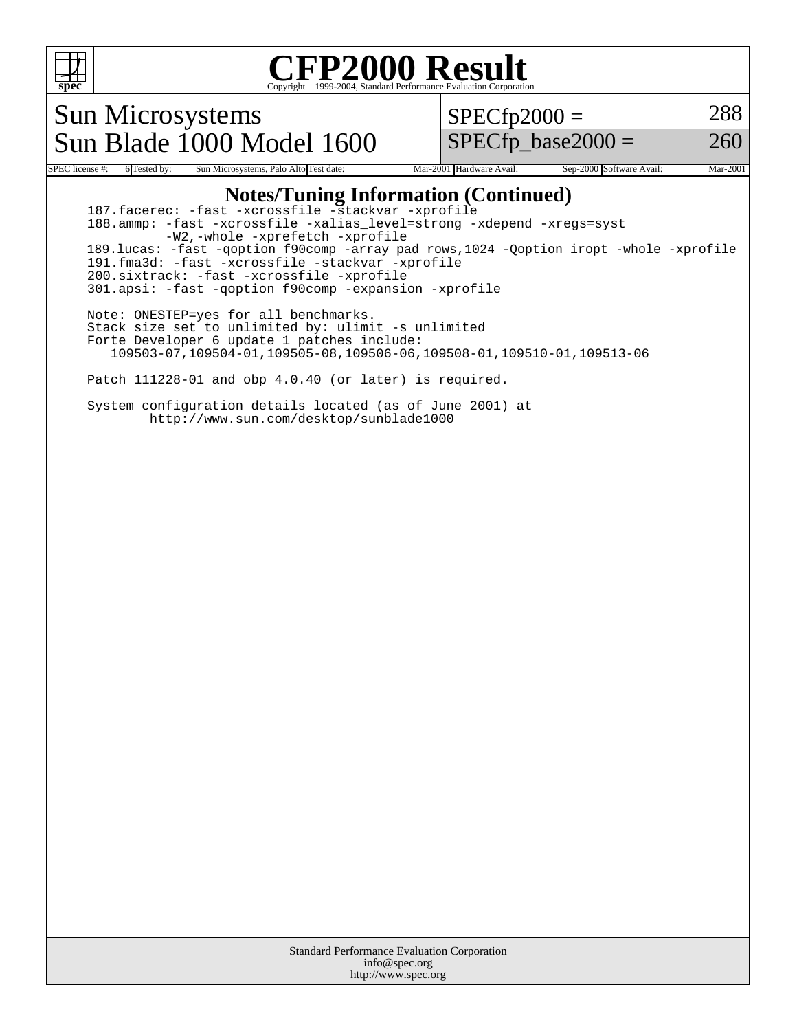# CFP2000 Result

Copyright 1999-2004, Standard Performance Evaluation Corporation

## Sun Microsystems
## Sun Blade 1000 Model 1600

SPECfp2000 = 288

SPECfp_base2000 = 260

| SPEC license #: | 6 | Tested by: | Sun Microsystems, Palo Alto | Test date: | Mar-2001 | Hardware Avail: | Sep-2000 | Software Avail: | Mar-2001 |
|---|---|---|---|---|---|---|---|---|---|

## Notes/Tuning Information (Continued)

```
187.facerec: -fast -xcrossfile -stackvar -xprofile
188.ammp: -fast -xcrossfile -xalias_level=strong -xdepend -xregs=syst
          -W2,-whole -xprefetch -xprofile
189.lucas: -fast -qoption f90comp -array_pad_rows,1024 -Qoption iropt -whole -xprofile
191.fma3d: -fast -xcrossfile -stackvar -xprofile
200.sixtrack: -fast -xcrossfile -xprofile
301.apsi: -fast -qoption f90comp -expansion -xprofile

Note: ONESTEP=yes for all benchmarks.
Stack size set to unlimited by: ulimit -s unlimited
Forte Developer 6 update 1 patches include:
   109503-07,109504-01,109505-08,109506-06,109508-01,109510-01,109513-06

Patch 111228-01 and obp 4.0.40 (or later) is required.

System configuration details located (as of June 2001) at
        http://www.sun.com/desktop/sunblade1000
```